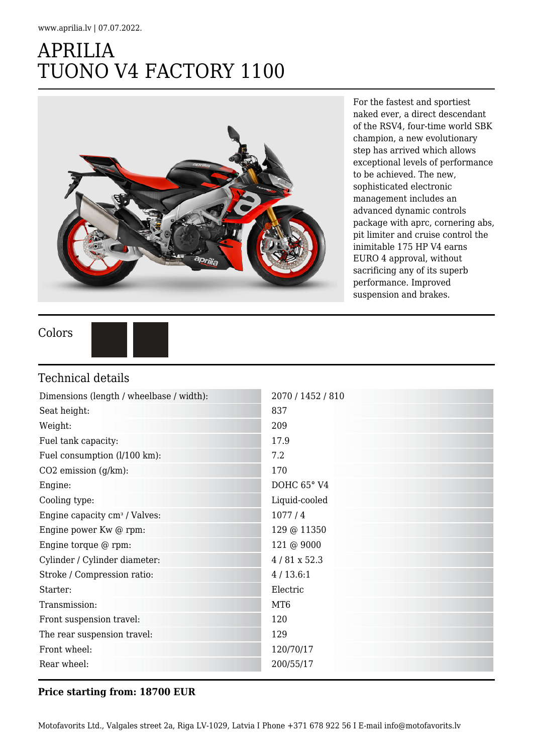www.aprilia.lv | 07.07.2022.

# APRILIA
# TUONO V4 FACTORY 1100

For the fastest and sportiest naked ever, a direct descendant of the RSV4, four-time world SBK champion, a new evolutionary step has arrived which allows exceptional levels of performance to be achieved. The new, sophisticated electronic management includes an advanced dynamic controls package with aprc, cornering abs, pit limiter and cruise control the inimitable 175 HP V4 earns EURO 4 approval, without sacrificing any of its superb performance. Improved suspension and brakes.

## Colors

## Technical details

| | |
|---|---|
| Dimensions (length / wheelbase / width): | 2070 / 1452 / 810 |
| Seat height: | 837 |
| Weight: | 209 |
| Fuel tank capacity: | 17.9 |
| Fuel consumption (l/100 km): | 7.2 |
| CO2 emission (g/km): | 170 |
| Engine: | DOHC 65° V4 |
| Cooling type: | Liquid-cooled |
| Engine capacity cm³ / Valves: | 1077 / 4 |
| Engine power Kw @ rpm: | 129 @ 11350 |
| Engine torque @ rpm: | 121 @ 9000 |
| Cylinder / Cylinder diameter: | 4 / 81 x 52.3 |
| Stroke / Compression ratio: | 4 / 13.6:1 |
| Starter: | Electric |
| Transmission: | MT6 |
| Front suspension travel: | 120 |
| The rear suspension travel: | 129 |
| Front wheel: | 120/70/17 |
| Rear wheel: | 200/55/17 |

**Price starting from: 18700 EUR**

Motofavorits Ltd., Valgales street 2a, Riga LV-1029, Latvia I Phone +371 678 922 56 I E-mail info@motofavorits.lv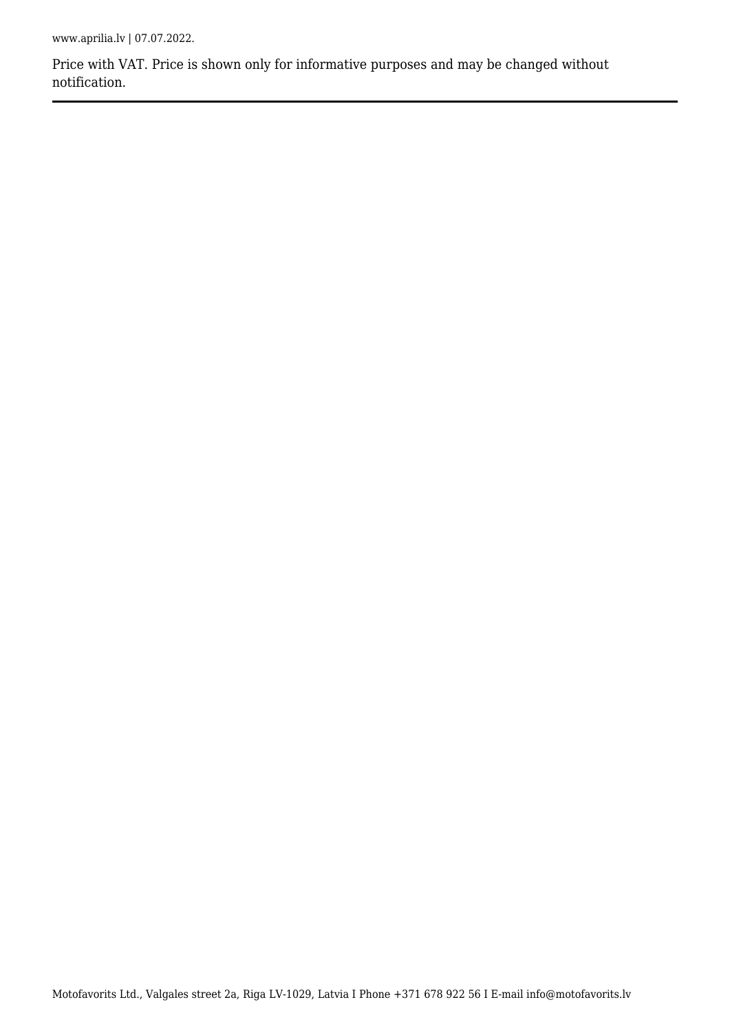Price with VAT. Price is shown only for informative purposes and may be changed without notification.

---